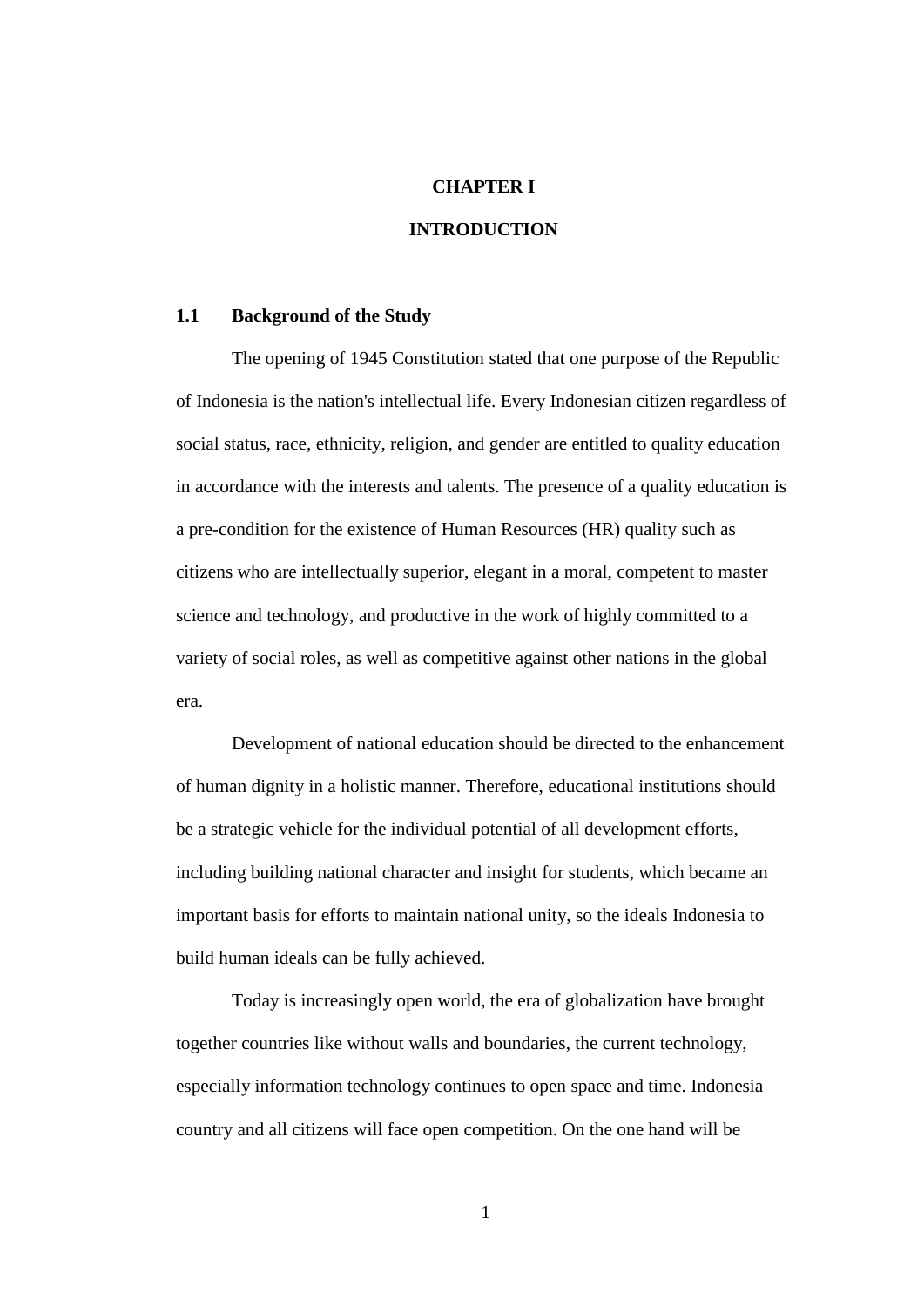# CHAPTER I

# INTRODUCTION

## 1.1 Background of the Study

The opening of 1945 Constitution stated that one purpose of the Republic of Indonesia is the nation's intellectual life. Every Indonesian citizen regardless of social status, race, ethnicity, religion, and gender are entitled to quality education in accordance with the interests and talents. The presence of a quality education is a pre-condition for the existence of Human Resources (HR) quality such as citizens who are intellectually superior, elegant in a moral, competent to master science and technology, and productive in the work of highly committed to a variety of social roles, as well as competitive against other nations in the global era.

Development of national education should be directed to the enhancement of human dignity in a holistic manner. Therefore, educational institutions should be a strategic vehicle for the individual potential of all development efforts, including building national character and insight for students, which became an important basis for efforts to maintain national unity, so the ideals Indonesia to build human ideals can be fully achieved.

Today is increasingly open world, the era of globalization have brought together countries like without walls and boundaries, the current technology, especially information technology continues to open space and time. Indonesia country and all citizens will face open competition. On the one hand will be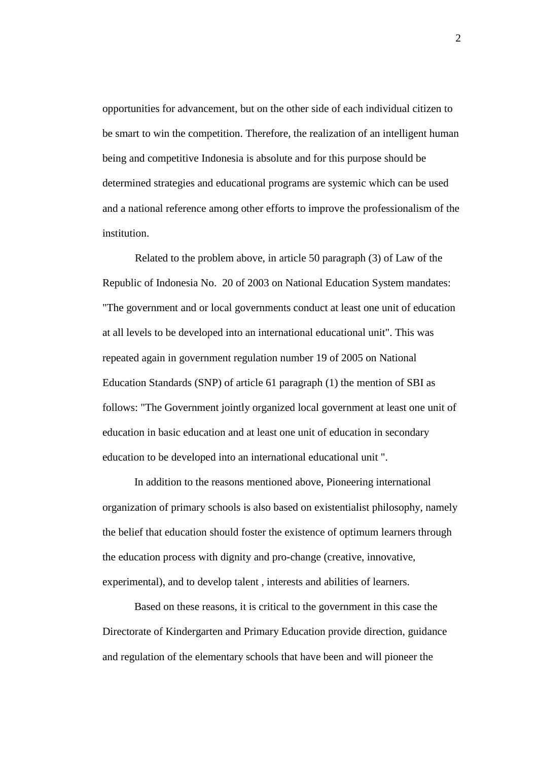opportunities for advancement, but on the other side of each individual citizen to be smart to win the competition. Therefore, the realization of an intelligent human being and competitive Indonesia is absolute and for this purpose should be determined strategies and educational programs are systemic which can be used and a national reference among other efforts to improve the professionalism of the institution.

Related to the problem above, in article 50 paragraph (3) of Law of the Republic of Indonesia No. 20 of 2003 on National Education System mandates: "The government and or local governments conduct at least one unit of education at all levels to be developed into an international educational unit". This was repeated again in government regulation number 19 of 2005 on National Education Standards (SNP) of article 61 paragraph (1) the mention of SBI as follows: "The Government jointly organized local government at least one unit of education in basic education and at least one unit of education in secondary education to be developed into an international educational unit ".

In addition to the reasons mentioned above, Pioneering international organization of primary schools is also based on existentialist philosophy, namely the belief that education should foster the existence of optimum learners through the education process with dignity and pro-change (creative, innovative, experimental), and to develop talent , interests and abilities of learners.

Based on these reasons, it is critical to the government in this case the Directorate of Kindergarten and Primary Education provide direction, guidance and regulation of the elementary schools that have been and will pioneer the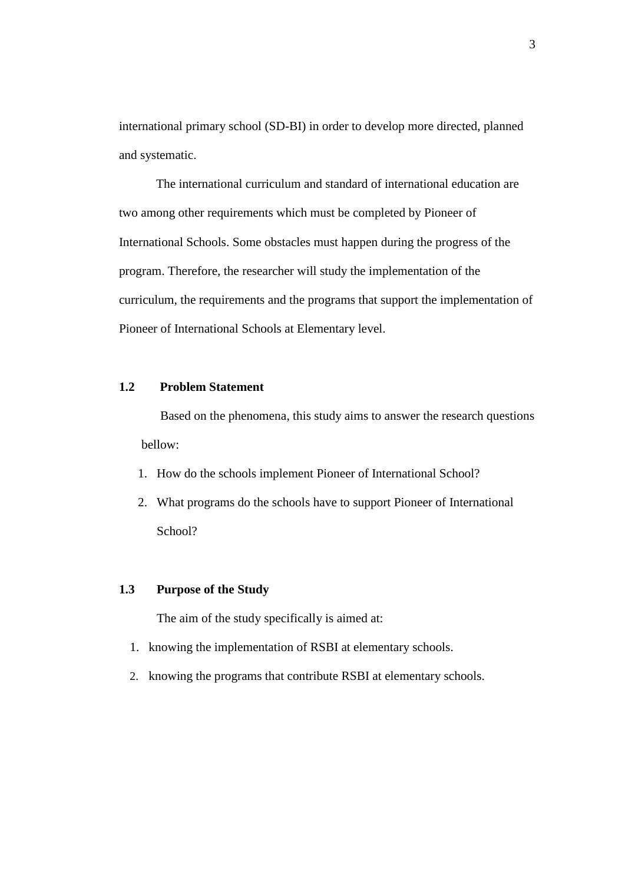international primary school (SD-BI) in order to develop more directed, planned and systematic.

The international curriculum and standard of international education are two among other requirements which must be completed by Pioneer of International Schools. Some obstacles must happen during the progress of the program. Therefore, the researcher will study the implementation of the curriculum, the requirements and the programs that support the implementation of Pioneer of International Schools at Elementary level.

## 1.2 Problem Statement

Based on the phenomena, this study aims to answer the research questions bellow:

1. How do the schools implement Pioneer of International School?
2. What programs do the schools have to support Pioneer of International School?

## 1.3 Purpose of the Study

The aim of the study specifically is aimed at:

1. knowing the implementation of RSBI at elementary schools.
2. knowing the programs that contribute RSBI at elementary schools.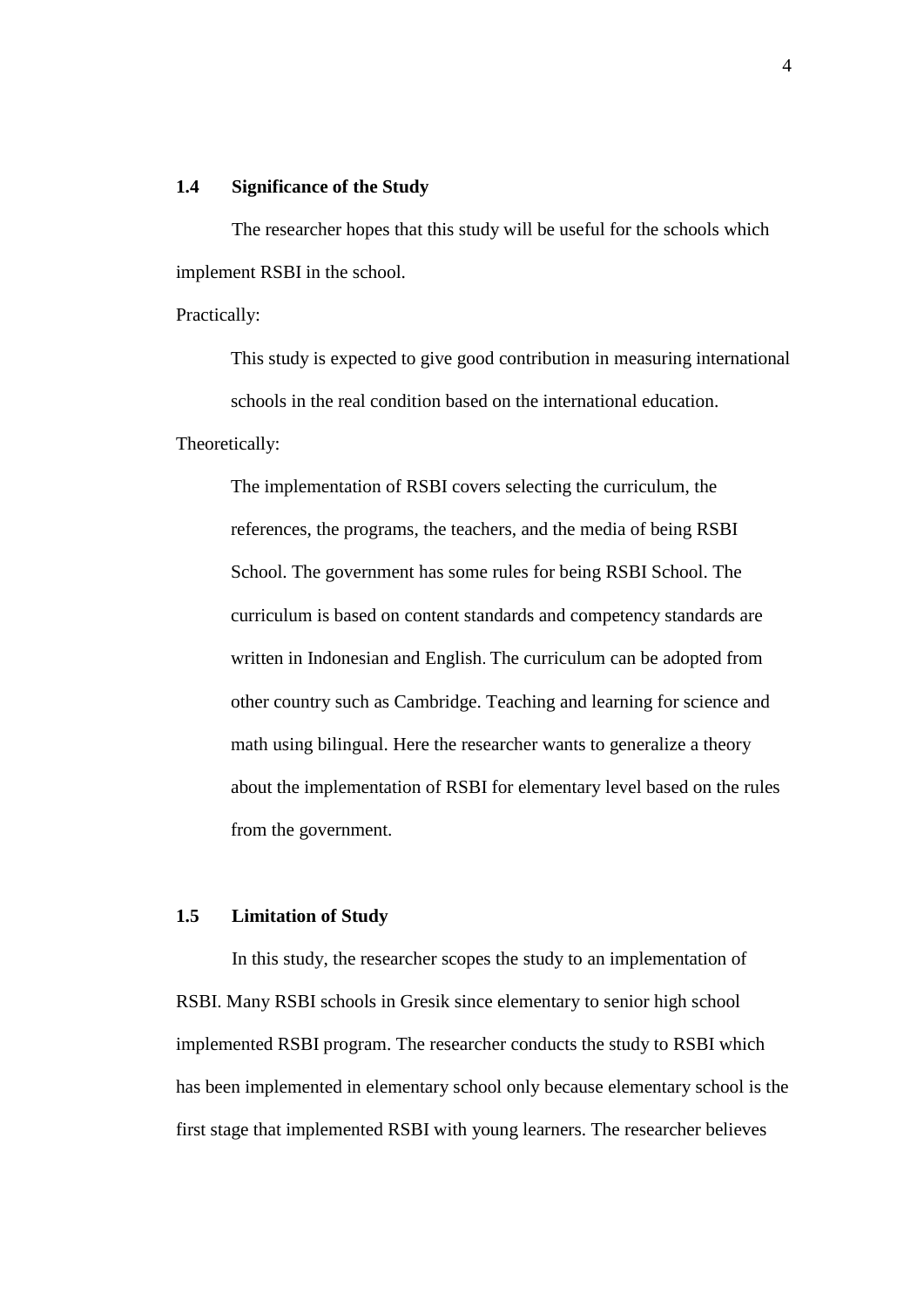### 1.4 Significance of the Study

The researcher hopes that this study will be useful for the schools which implement RSBI in the school.

Practically:

> This study is expected to give good contribution in measuring international schools in the real condition based on the international education.

Theoretically:

> The implementation of RSBI covers selecting the curriculum, the references, the programs, the teachers, and the media of being RSBI School. The government has some rules for being RSBI School. The curriculum is based on content standards and competency standards are written in Indonesian and English. The curriculum can be adopted from other country such as Cambridge. Teaching and learning for science and math using bilingual. Here the researcher wants to generalize a theory about the implementation of RSBI for elementary level based on the rules from the government.

### 1.5 Limitation of Study

In this study, the researcher scopes the study to an implementation of RSBI. Many RSBI schools in Gresik since elementary to senior high school implemented RSBI program. The researcher conducts the study to RSBI which has been implemented in elementary school only because elementary school is the first stage that implemented RSBI with young learners. The researcher believes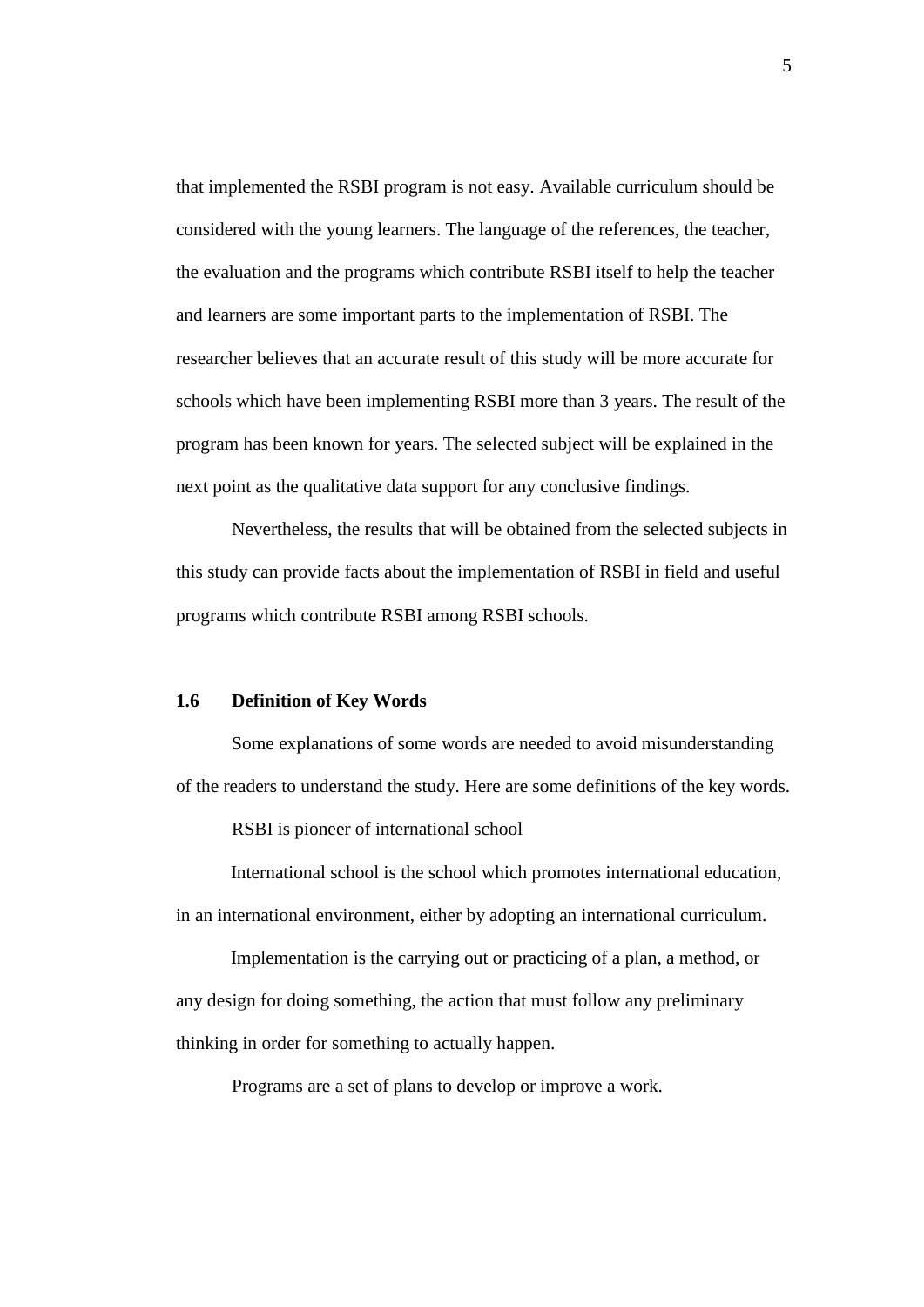that implemented the RSBI program is not easy. Available curriculum should be considered with the young learners. The language of the references, the teacher, the evaluation and the programs which contribute RSBI itself to help the teacher and learners are some important parts to the implementation of RSBI. The researcher believes that an accurate result of this study will be more accurate for schools which have been implementing RSBI more than 3 years. The result of the program has been known for years. The selected subject will be explained in the next point as the qualitative data support for any conclusive findings.

Nevertheless, the results that will be obtained from the selected subjects in this study can provide facts about the implementation of RSBI in field and useful programs which contribute RSBI among RSBI schools.

## 1.6 Definition of Key Words

Some explanations of some words are needed to avoid misunderstanding of the readers to understand the study. Here are some definitions of the key words.

RSBI is pioneer of international school

International school is the school which promotes international education, in an international environment, either by adopting an international curriculum.

Implementation is the carrying out or practicing of a plan, a method, or any design for doing something, the action that must follow any preliminary thinking in order for something to actually happen.

Programs are a set of plans to develop or improve a work.